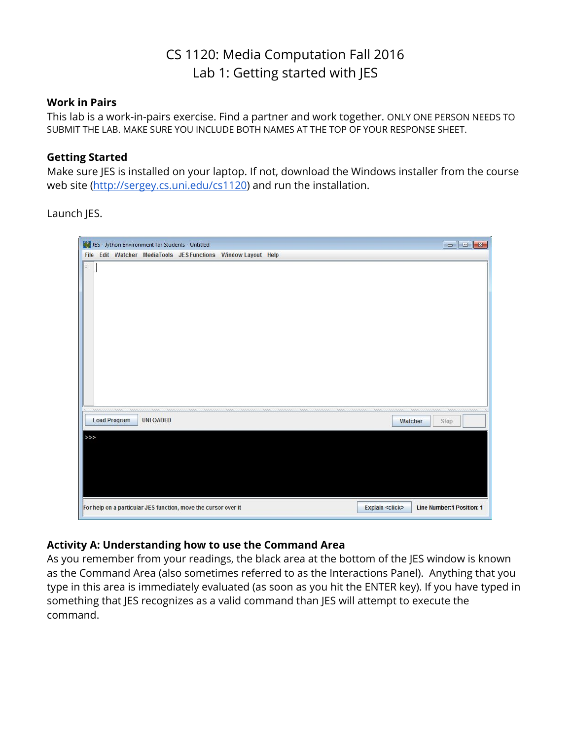# CS 1120: Media Computation Fall 2016
# Lab 1: Getting started with JES

### Work in Pairs

This lab is a work-in-pairs exercise. Find a partner and work together. ONLY ONE PERSON NEEDS TO SUBMIT THE LAB. MAKE SURE YOU INCLUDE BOTH NAMES AT THE TOP OF YOUR RESPONSE SHEET.

### Getting Started

Make sure JES is installed on your laptop. If not, download the Windows installer from the course web site (http://sergey.cs.uni.edu/cs1120) and run the installation.

Launch JES.

### Activity A: Understanding how to use the Command Area

As you remember from your readings, the black area at the bottom of the JES window is known as the Command Area (also sometimes referred to as the Interactions Panel). Anything that you type in this area is immediately evaluated (as soon as you hit the ENTER key). If you have typed in something that JES recognizes as a valid command than JES will attempt to execute the command.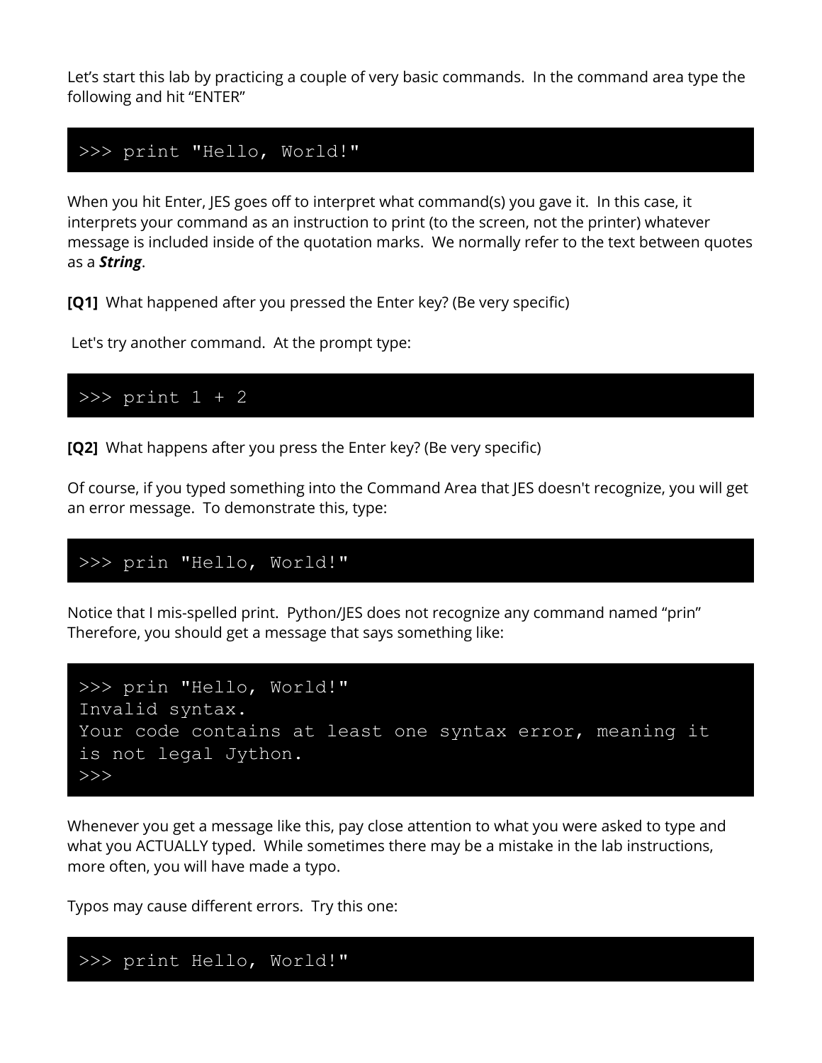Let's start this lab by practicing a couple of very basic commands. In the command area type the following and hit "ENTER"

```
>>> print "Hello, World!"
```

When you hit Enter, JES goes off to interpret what command(s) you gave it. In this case, it interprets your command as an instruction to print (to the screen, not the printer) whatever message is included inside of the quotation marks. We normally refer to the text between quotes as a ***String***.

**[Q1]** What happened after you pressed the Enter key? (Be very specific)

Let's try another command. At the prompt type:

```
>>> print 1 + 2
```

**[Q2]** What happens after you press the Enter key? (Be very specific)

Of course, if you typed something into the Command Area that JES doesn't recognize, you will get an error message. To demonstrate this, type:

```
>>> prin "Hello, World!"
```

Notice that I mis-spelled print. Python/JES does not recognize any command named "prin" Therefore, you should get a message that says something like:

```
>>> prin "Hello, World!"
Invalid syntax.
Your code contains at least one syntax error, meaning it
is not legal Jython.
>>>
```

Whenever you get a message like this, pay close attention to what you were asked to type and what you ACTUALLY typed. While sometimes there may be a mistake in the lab instructions, more often, you will have made a typo.

Typos may cause different errors. Try this one:

```
>>> print Hello, World!"
```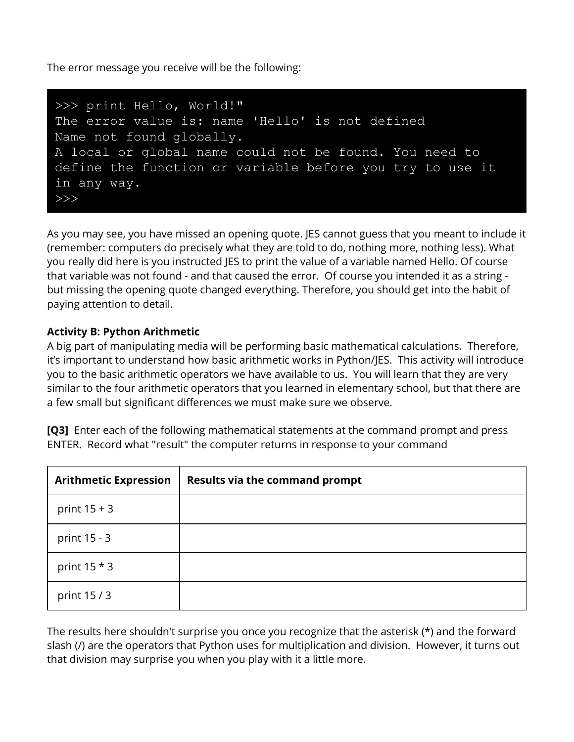The error message you receive will be the following:

```
>>> print Hello, World!"
The error value is: name 'Hello' is not defined
Name not found globally.
A local or global name could not be found. You need to
define the function or variable before you try to use it
in any way.
>>>
```

As you may see, you have missed an opening quote. JES cannot guess that you meant to include it (remember: computers do precisely what they are told to do, nothing more, nothing less). What you really did here is you instructed JES to print the value of a variable named Hello. Of course that variable was not found - and that caused the error. Of course you intended it as a string - but missing the opening quote changed everything. Therefore, you should get into the habit of paying attention to detail.

**Activity B: Python Arithmetic**

A big part of manipulating media will be performing basic mathematical calculations. Therefore, it's important to understand how basic arithmetic works in Python/JES. This activity will introduce you to the basic arithmetic operators we have available to us. You will learn that they are very similar to the four arithmetic operators that you learned in elementary school, but that there are a few small but significant differences we must make sure we observe.

**[Q3]** Enter each of the following mathematical statements at the command prompt and press ENTER. Record what "result" the computer returns in response to your command

| Arithmetic Expression | Results via the command prompt |
| --- | --- |
| print 15 + 3 | |
| print 15 - 3 | |
| print 15 * 3 | |
| print 15 / 3 | |

The results here shouldn't surprise you once you recognize that the asterisk (*) and the forward slash (/) are the operators that Python uses for multiplication and division. However, it turns out that division may surprise you when you play with it a little more.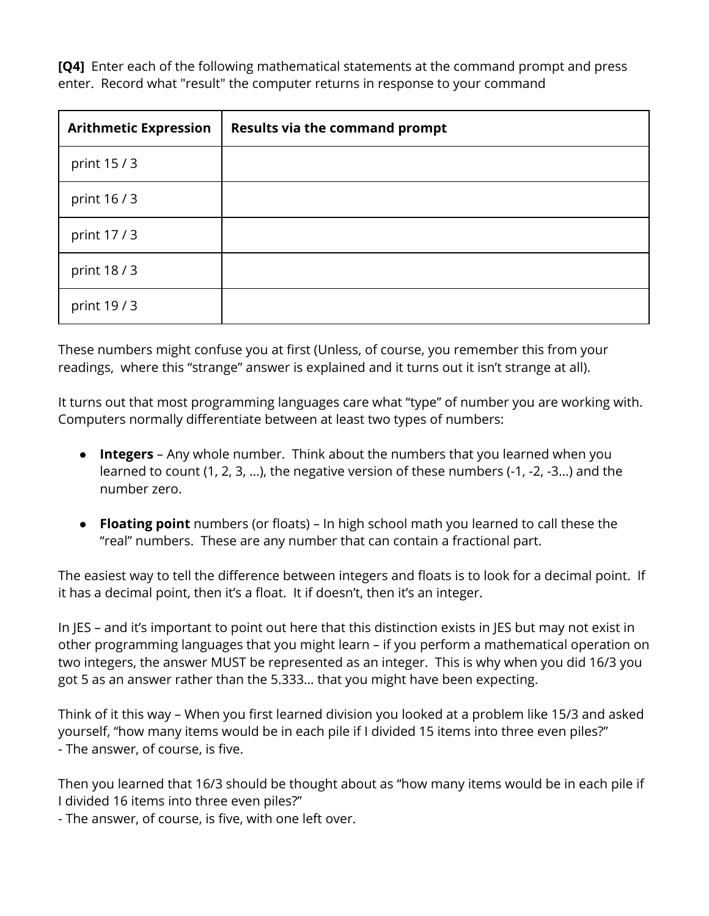**[Q4]** Enter each of the following mathematical statements at the command prompt and press enter. Record what "result" the computer returns in response to your command

| Arithmetic Expression | Results via the command prompt |
|---|---|
| print 15 / 3 | |
| print 16 / 3 | |
| print 17 / 3 | |
| print 18 / 3 | |
| print 19 / 3 | |

These numbers might confuse you at first (Unless, of course, you remember this from your readings, where this "strange" answer is explained and it turns out it isn't strange at all).

It turns out that most programming languages care what "type" of number you are working with. Computers normally differentiate between at least two types of numbers:

- **Integers** – Any whole number. Think about the numbers that you learned when you learned to count (1, 2, 3, ...), the negative version of these numbers (-1, -2, -3...) and the number zero.

- **Floating point** numbers (or floats) – In high school math you learned to call these the "real" numbers. These are any number that can contain a fractional part.

The easiest way to tell the difference between integers and floats is to look for a decimal point. If it has a decimal point, then it's a float. It if doesn't, then it's an integer.

In JES – and it's important to point out here that this distinction exists in JES but may not exist in other programming languages that you might learn – if you perform a mathematical operation on two integers, the answer MUST be represented as an integer. This is why when you did 16/3 you got 5 as an answer rather than the 5.333... that you might have been expecting.

Think of it this way – When you first learned division you looked at a problem like 15/3 and asked yourself, "how many items would be in each pile if I divided 15 items into three even piles?"
- The answer, of course, is five.

Then you learned that 16/3 should be thought about as "how many items would be in each pile if I divided 16 items into three even piles?"
- The answer, of course, is five, with one left over.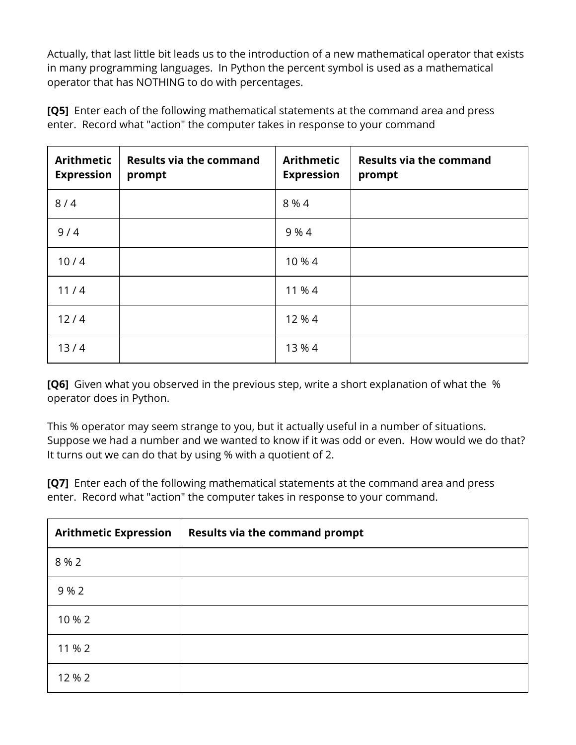Actually, that last little bit leads us to the introduction of a new mathematical operator that exists in many programming languages. In Python the percent symbol is used as a mathematical operator that has NOTHING to do with percentages.

**[Q5]** Enter each of the following mathematical statements at the command area and press enter. Record what "action" the computer takes in response to your command

| **Arithmetic Expression** | **Results via the command prompt** | **Arithmetic Expression** | **Results via the command prompt** |
|---|---|---|---|
| 8 / 4 | | 8 % 4 | |
| 9 / 4 | | 9 % 4 | |
| 10 / 4 | | 10 % 4 | |
| 11 / 4 | | 11 % 4 | |
| 12 / 4 | | 12 % 4 | |
| 13 / 4 | | 13 % 4 | |

**[Q6]** Given what you observed in the previous step, write a short explanation of what the % operator does in Python.

This % operator may seem strange to you, but it actually useful in a number of situations. Suppose we had a number and we wanted to know if it was odd or even. How would we do that? It turns out we can do that by using % with a quotient of 2.

**[Q7]** Enter each of the following mathematical statements at the command area and press enter. Record what "action" the computer takes in response to your command.

| **Arithmetic Expression** | **Results via the command prompt** |
|---|---|
| 8 % 2 | |
| 9 % 2 | |
| 10 % 2 | |
| 11 % 2 | |
| 12 % 2 | |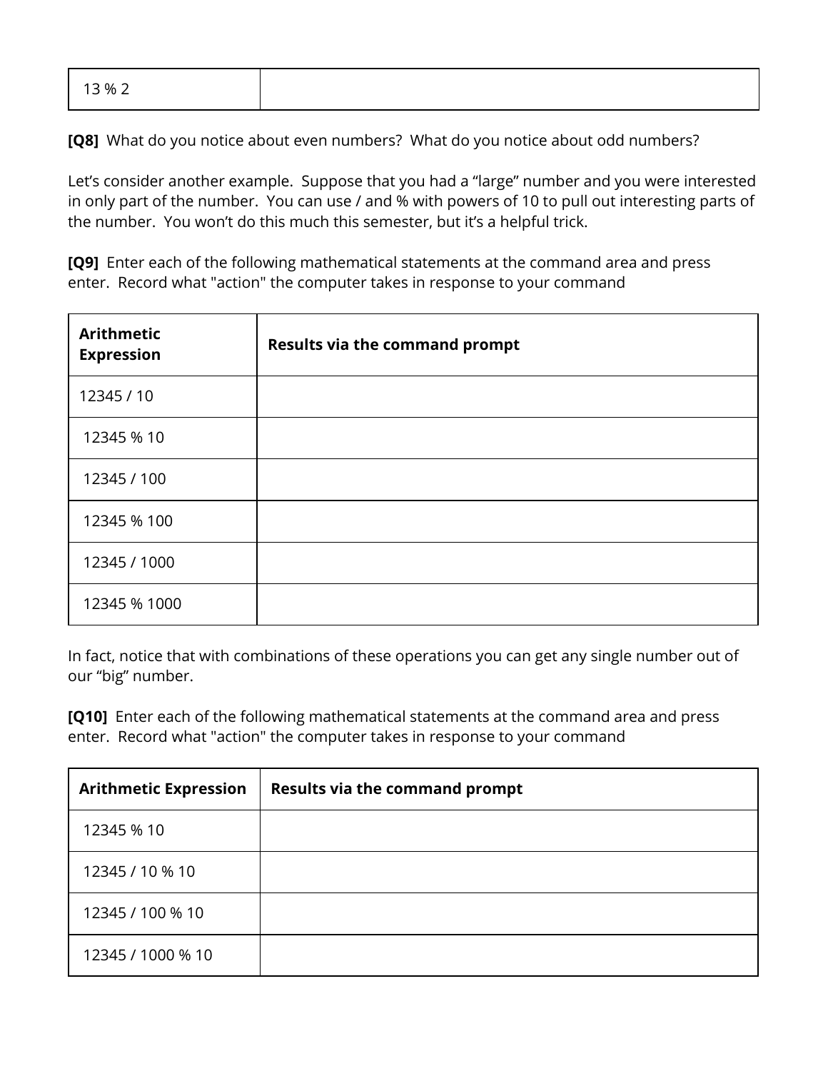| 13 % 2 | |
|---|---|

**[Q8]** What do you notice about even numbers? What do you notice about odd numbers?

Let's consider another example. Suppose that you had a "large" number and you were interested in only part of the number. You can use / and % with powers of 10 to pull out interesting parts of the number. You won't do this much this semester, but it's a helpful trick.

**[Q9]** Enter each of the following mathematical statements at the command area and press enter. Record what "action" the computer takes in response to your command

| **Arithmetic Expression** | **Results via the command prompt** |
|---|---|
| 12345 / 10 | |
| 12345 % 10 | |
| 12345 / 100 | |
| 12345 % 100 | |
| 12345 / 1000 | |
| 12345 % 1000 | |

In fact, notice that with combinations of these operations you can get any single number out of our "big" number.

**[Q10]** Enter each of the following mathematical statements at the command area and press enter. Record what "action" the computer takes in response to your command

| **Arithmetic Expression** | **Results via the command prompt** |
|---|---|
| 12345 % 10 | |
| 12345 / 10 % 10 | |
| 12345 / 100 % 10 | |
| 12345 / 1000 % 10 | |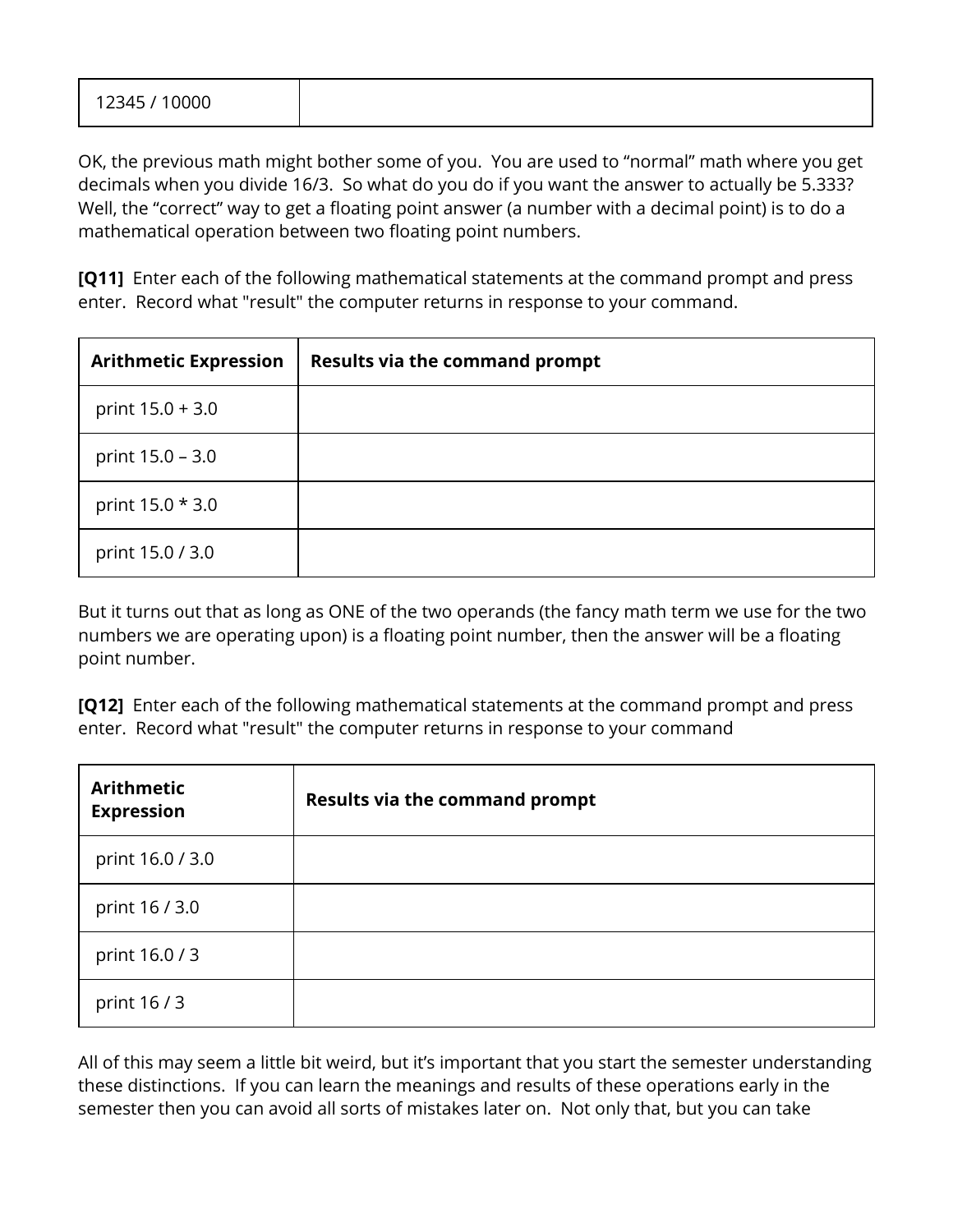| 12345 / 10000 | |
|---|---|

OK, the previous math might bother some of you. You are used to “normal” math where you get decimals when you divide 16/3. So what do you do if you want the answer to actually be 5.333? Well, the “correct” way to get a floating point answer (a number with a decimal point) is to do a mathematical operation between two floating point numbers.

**[Q11]** Enter each of the following mathematical statements at the command prompt and press enter. Record what "result" the computer returns in response to your command.

| Arithmetic Expression | Results via the command prompt |
|---|---|
| print 15.0 + 3.0 | |
| print 15.0 – 3.0 | |
| print 15.0 * 3.0 | |
| print 15.0 / 3.0 | |

But it turns out that as long as ONE of the two operands (the fancy math term we use for the two numbers we are operating upon) is a floating point number, then the answer will be a floating point number.

**[Q12]** Enter each of the following mathematical statements at the command prompt and press enter. Record what "result" the computer returns in response to your command

| Arithmetic Expression | Results via the command prompt |
|---|---|
| print 16.0 / 3.0 | |
| print 16 / 3.0 | |
| print 16.0 / 3 | |
| print 16 / 3 | |

All of this may seem a little bit weird, but it’s important that you start the semester understanding these distinctions. If you can learn the meanings and results of these operations early in the semester then you can avoid all sorts of mistakes later on. Not only that, but you can take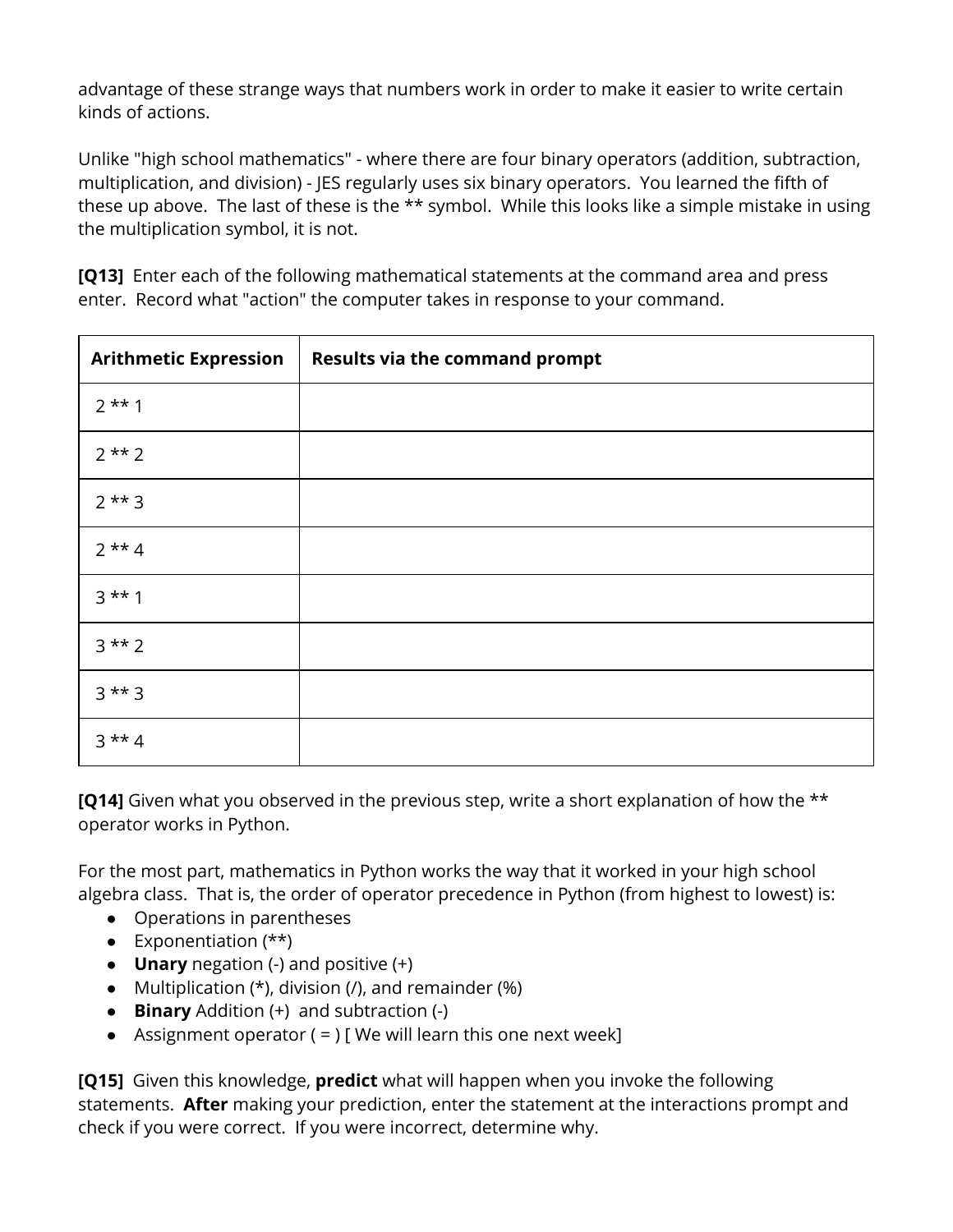advantage of these strange ways that numbers work in order to make it easier to write certain kinds of actions.

Unlike "high school mathematics" - where there are four binary operators (addition, subtraction, multiplication, and division) - JES regularly uses six binary operators. You learned the fifth of these up above. The last of these is the ** symbol. While this looks like a simple mistake in using the multiplication symbol, it is not.

**[Q13]** Enter each of the following mathematical statements at the command area and press enter. Record what "action" the computer takes in response to your command.

| Arithmetic Expression | Results via the command prompt |
|---|---|
| 2 ** 1 | |
| 2 ** 2 | |
| 2 ** 3 | |
| 2 ** 4 | |
| 3 ** 1 | |
| 3 ** 2 | |
| 3 ** 3 | |
| 3 ** 4 | |

**[Q14]** Given what you observed in the previous step, write a short explanation of how the ** operator works in Python.

For the most part, mathematics in Python works the way that it worked in your high school algebra class. That is, the order of operator precedence in Python (from highest to lowest) is:

- Operations in parentheses
- Exponentiation (**)
- **Unary** negation (-) and positive (+)
- Multiplication (*), division (/), and remainder (%)
- **Binary** Addition (+) and subtraction (-)
- Assignment operator ( = ) [ We will learn this one next week]

**[Q15]** Given this knowledge, **predict** what will happen when you invoke the following statements. **After** making your prediction, enter the statement at the interactions prompt and check if you were correct. If you were incorrect, determine why.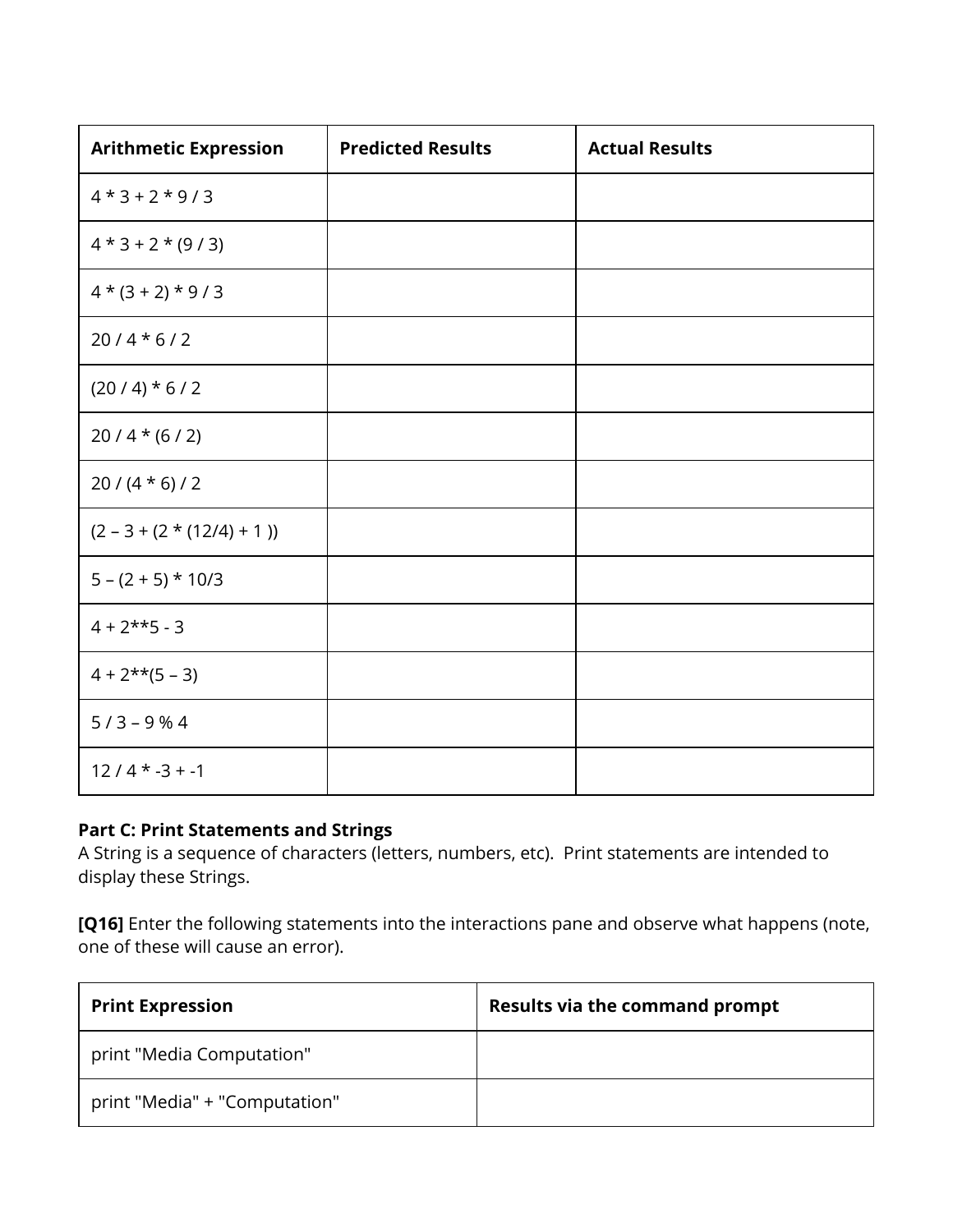| Arithmetic Expression | Predicted Results | Actual Results |
| --- | --- | --- |
| 4 * 3 + 2 * 9 / 3 | | |
| 4 * 3 + 2 * (9 / 3) | | |
| 4 * (3 + 2) * 9 / 3 | | |
| 20 / 4 * 6 / 2 | | |
| (20 / 4) * 6 / 2 | | |
| 20 / 4 * (6 / 2) | | |
| 20 / (4 * 6) / 2 | | |
| (2 – 3 + (2 * (12/4) + 1 )) | | |
| 5 – (2 + 5) * 10/3 | | |
| 4 + 2**5 - 3 | | |
| 4 + 2**(5 – 3) | | |
| 5 / 3 – 9 % 4 | | |
| 12 / 4 * -3 + -1 | | |

**Part C: Print Statements and Strings**
A String is a sequence of characters (letters, numbers, etc). Print statements are intended to display these Strings.

**[Q16]** Enter the following statements into the interactions pane and observe what happens (note, one of these will cause an error).

| Print Expression | Results via the command prompt |
| --- | --- |
| print "Media Computation" | |
| print "Media" + "Computation" | |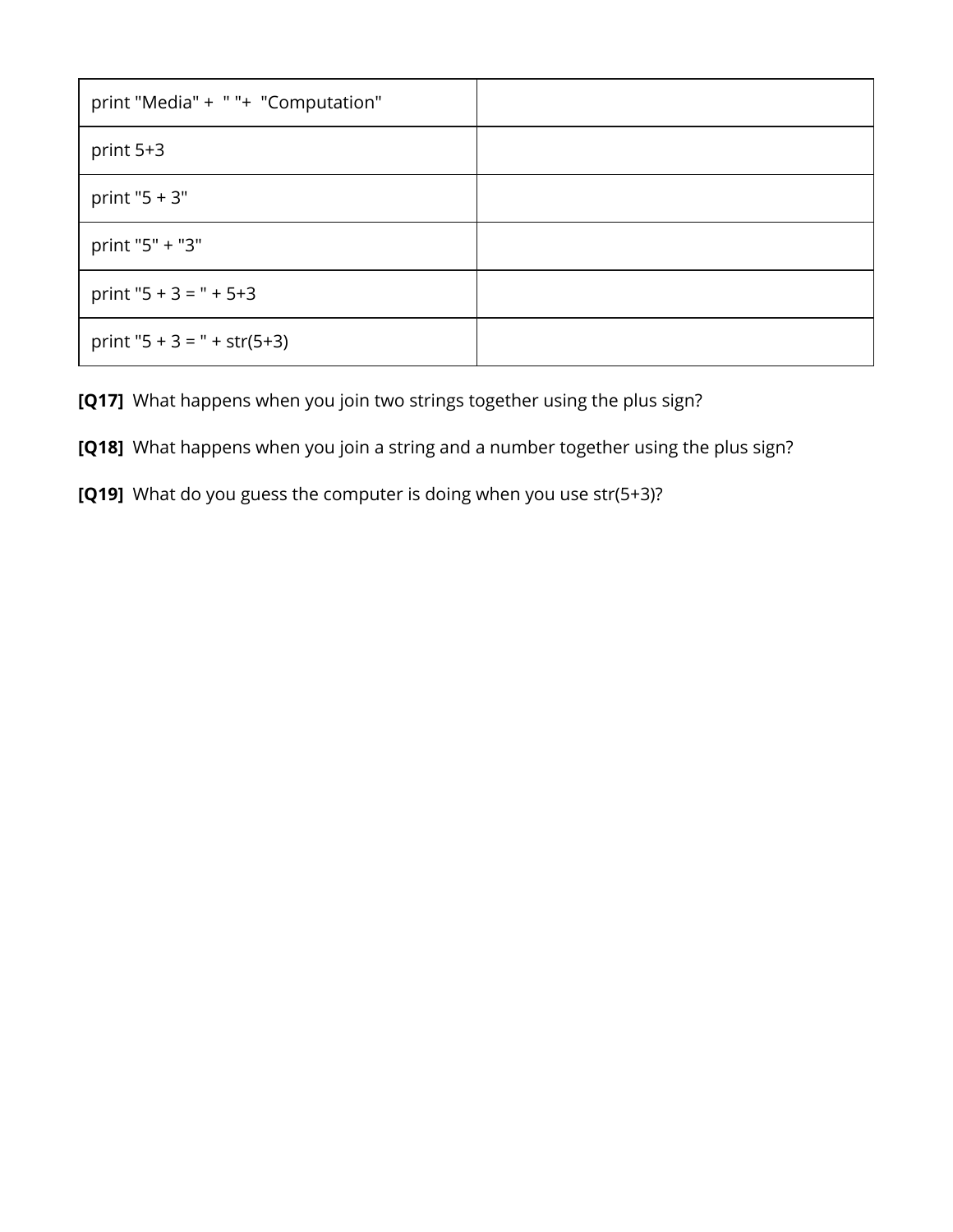| | |
|---|---|
| print "Media" +  " "+  "Computation" | |
| print 5+3 | |
| print "5 + 3" | |
| print "5" + "3" | |
| print "5 + 3 = " + 5+3 | |
| print "5 + 3 = " + str(5+3) | |

**[Q17]** What happens when you join two strings together using the plus sign?

**[Q18]** What happens when you join a string and a number together using the plus sign?

**[Q19]** What do you guess the computer is doing when you use str(5+3)?